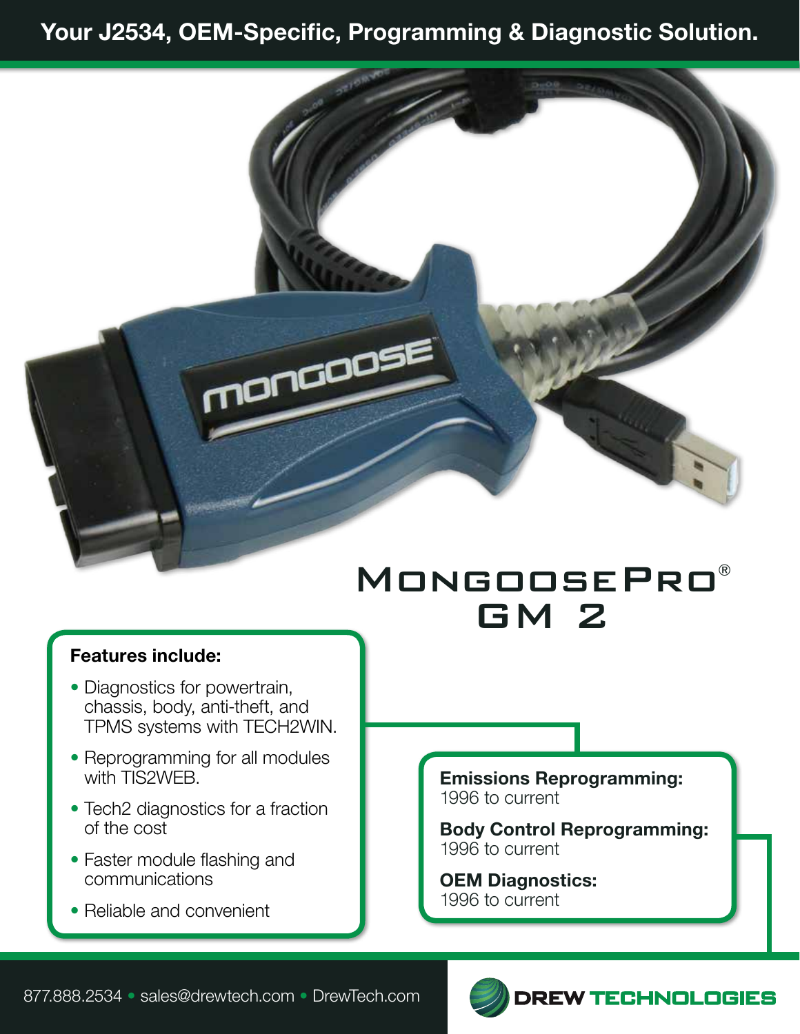# Your J2534, OEM-Specific, Programming & Diagnostic Solution.

## MongoosePro® GM 2

**Features include:**

- Diagnostics for powertrain, chassis, body, anti-theft, and TPMS systems with TECH2WIN.
- Reprogramming for all modules with TIS2WEB.
- Tech2 diagnostics for a fraction of the cost
- Faster module flashing and communications
- Reliable and convenient

**Emissions Reprogramming:**
1996 to current

**Body Control Reprogramming:**
1996 to current

**OEM Diagnostics:**
1996 to current

877.888.2534 • sales@drewtech.com • DrewTech.com

DREW TECHNOLOGIES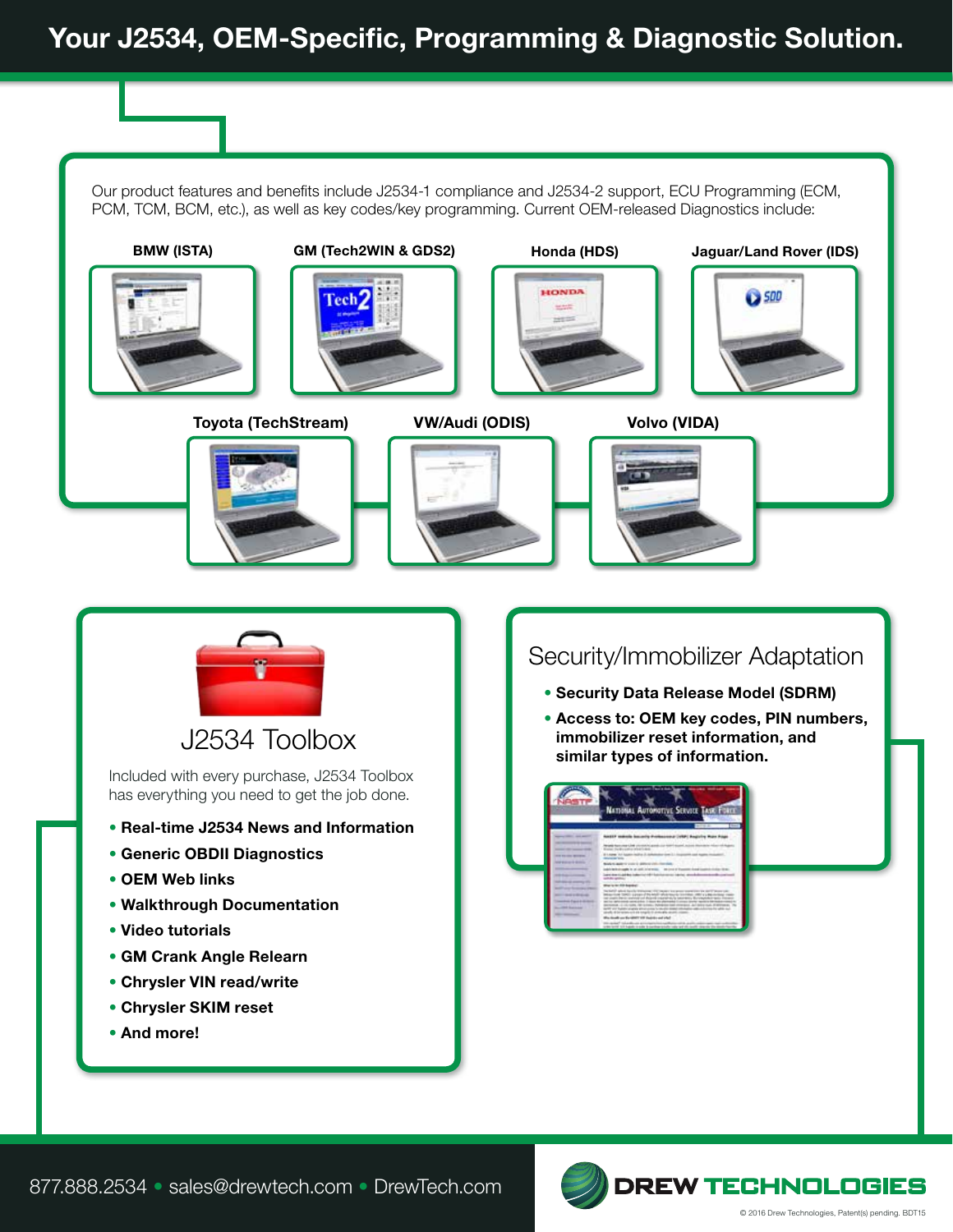# Your J2534, OEM-Specific, Programming & Diagnostic Solution.

Our product features and benefits include J2534-1 compliance and J2534-2 support, ECU Programming (ECM, PCM, TCM, BCM, etc.), as well as key codes/key programming. Current OEM-released Diagnostics include:

**BMW (ISTA)**

**GM (Tech2WIN & GDS2)**

**Honda (HDS)**

**Jaguar/Land Rover (IDS)**

**Toyota (TechStream)**

**VW/Audi (ODIS)**

**Volvo (VIDA)**

## J2534 Toolbox

Included with every purchase, J2534 Toolbox has everything you need to get the job done.

- **Real-time J2534 News and Information**
- **Generic OBDII Diagnostics**
- **OEM Web links**
- **Walkthrough Documentation**
- **Video tutorials**
- **GM Crank Angle Relearn**
- **Chrysler VIN read/write**
- **Chrysler SKIM reset**
- **And more!**

## Security/Immobilizer Adaptation

- **Security Data Release Model (SDRM)**
- **Access to: OEM key codes, PIN numbers, immobilizer reset information, and similar types of information.**

877.888.2534 • sales@drewtech.com • DrewTech.com

DREW TECHNOLOGIES

© 2016 Drew Technologies, Patent(s) pending. BDT15